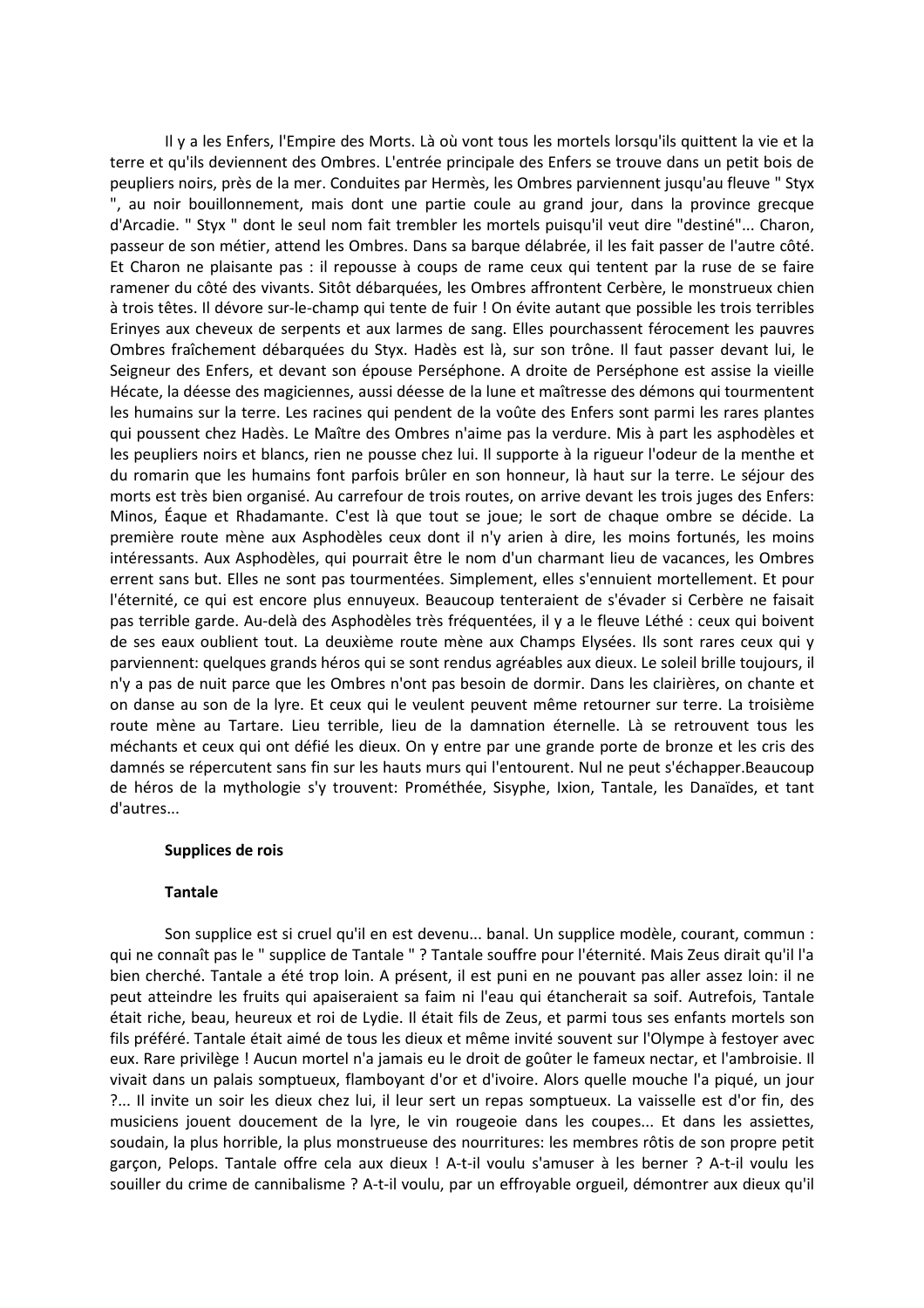Il y a les Enfers, l'Empire des Morts. Là où vont tous les mortels lorsqu'ils quittent la vie et la terre et qu'ils deviennent des Ombres. L'entrée principale des Enfers se trouve dans un petit bois de peupliers noirs, près de la mer. Conduites par Hermès, les Ombres parviennent jusqu'au fleuve " Styx ", au noir bouillonnement, mais dont une partie coule au grand jour, dans la province grecque d'Arcadie. " Styx " dont le seul nom fait trembler les mortels puisqu'il veut dire "destiné"... Charon, passeur de son métier, attend les Ombres. Dans sa barque délabrée, il les fait passer de l'autre côté. Et Charon ne plaisante pas : il repousse à coups de rame ceux qui tentent par la ruse de se faire ramener du côté des vivants. Sitôt débarquées, les Ombres affrontent Cerbère, le monstrueux chien à trois têtes. Il dévore sur-le-champ qui tente de fuir ! On évite autant que possible les trois terribles Erinyes aux cheveux de serpents et aux larmes de sang. Elles pourchassent férocement les pauvres Ombres fraîchement débarquées du Styx. Hadès est là, sur son trône. Il faut passer devant lui, le Seigneur des Enfers, et devant son épouse Perséphone. A droite de Perséphone est assise la vieille Hécate, la déesse des magiciennes, aussi déesse de la lune et maîtresse des démons qui tourmentent les humains sur la terre. Les racines qui pendent de la voûte des Enfers sont parmi les rares plantes qui poussent chez Hadès. Le Maître des Ombres n'aime pas la verdure. Mis à part les asphodèles et les peupliers noirs et blancs, rien ne pousse chez lui. Il supporte à la rigueur l'odeur de la menthe et du romarin que les humains font parfois brûler en son honneur, là haut sur la terre. Le séjour des morts est très bien organisé. Au carrefour de trois routes, on arrive devant les trois juges des Enfers: Minos, Éaque et Rhadamante. C'est là que tout se joue; le sort de chaque ombre se décide. La première route mène aux Asphodèles ceux dont il n'y arien à dire, les moins fortunés, les moins intéressants. Aux Asphodèles, qui pourrait être le nom d'un charmant lieu de vacances, les Ombres errent sans but. Elles ne sont pas tourmentées. Simplement, elles s'ennuient mortellement. Et pour l'éternité, ce qui est encore plus ennuyeux. Beaucoup tenteraient de s'évader si Cerbère ne faisait pas terrible garde. Au-delà des Asphodèles très fréquentées, il y a le fleuve Léthé : ceux qui boivent de ses eaux oublient tout. La deuxième route mène aux Champs Elysées. Ils sont rares ceux qui y parviennent: quelques grands héros qui se sont rendus agréables aux dieux. Le soleil brille toujours, il n'y a pas de nuit parce que les Ombres n'ont pas besoin de dormir. Dans les clairières, on chante et on danse au son de la lyre. Et ceux qui le veulent peuvent même retourner sur terre. La troisième route mène au Tartare. Lieu terrible, lieu de la damnation éternelle. Là se retrouvent tous les méchants et ceux qui ont défié les dieux. On y entre par une grande porte de bronze et les cris des damnés se répercutent sans fin sur les hauts murs qui l'entourent. Nul ne peut s'échapper.Beaucoup de héros de la mythologie s'y trouvent: Prométhée, Sisyphe, Ixion, Tantale, les Danaïdes, et tant d'autres...

**Supplices de rois**

**Tantale**

Son supplice est si cruel qu'il en est devenu... banal. Un supplice modèle, courant, commun : qui ne connaît pas le " supplice de Tantale " ? Tantale souffre pour l'éternité. Mais Zeus dirait qu'il l'a bien cherché. Tantale a été trop loin. A présent, il est puni en ne pouvant pas aller assez loin: il ne peut atteindre les fruits qui apaiseraient sa faim ni l'eau qui étancherait sa soif. Autrefois, Tantale était riche, beau, heureux et roi de Lydie. Il était fils de Zeus, et parmi tous ses enfants mortels son fils préféré. Tantale était aimé de tous les dieux et même invité souvent sur l'Olympe à festoyer avec eux. Rare privilège ! Aucun mortel n'a jamais eu le droit de goûter le fameux nectar, et l'ambroisie. Il vivait dans un palais somptueux, flamboyant d'or et d'ivoire. Alors quelle mouche l'a piqué, un jour ?... Il invite un soir les dieux chez lui, il leur sert un repas somptueux. La vaisselle est d'or fin, des musiciens jouent doucement de la lyre, le vin rougeoie dans les coupes... Et dans les assiettes, soudain, la plus horrible, la plus monstrueuse des nourritures: les membres rôtis de son propre petit garçon, Pelops. Tantale offre cela aux dieux ! A-t-il voulu s'amuser à les berner ? A-t-il voulu les souiller du crime de cannibalisme ? A-t-il voulu, par un effroyable orgueil, démontrer aux dieux qu'il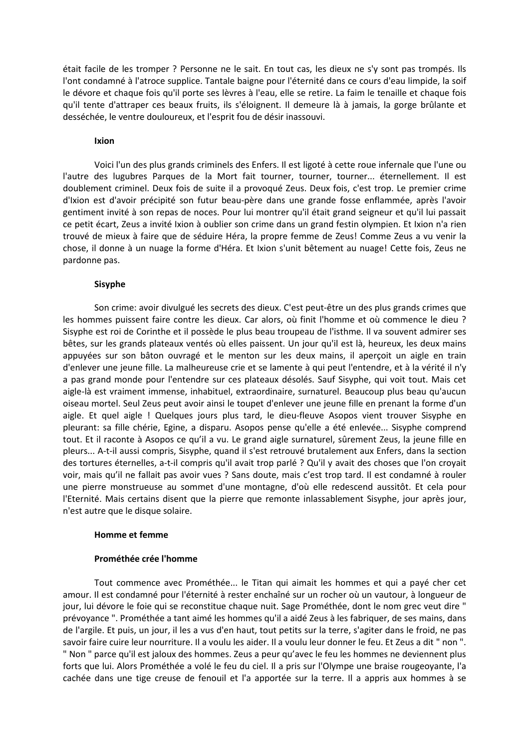était facile de les tromper ? Personne ne le sait. En tout cas, les dieux ne s'y sont pas trompés. Ils l'ont condamné à l'atroce supplice. Tantale baigne pour l'éternité dans ce cours d'eau limpide, la soif le dévore et chaque fois qu'il porte ses lèvres à l'eau, elle se retire. La faim le tenaille et chaque fois qu'il tente d'attraper ces beaux fruits, ils s'éloignent. Il demeure là à jamais, la gorge brûlante et desséchée, le ventre douloureux, et l'esprit fou de désir inassouvi.

**Ixion**

Voici l'un des plus grands criminels des Enfers. Il est ligoté à cette roue infernale que l'une ou l'autre des lugubres Parques de la Mort fait tourner, tourner, tourner... éternellement. Il est doublement criminel. Deux fois de suite il a provoqué Zeus. Deux fois, c'est trop. Le premier crime d'Ixion est d'avoir précipité son futur beau-père dans une grande fosse enflammée, après l'avoir gentiment invité à son repas de noces. Pour lui montrer qu'il était grand seigneur et qu'il lui passait ce petit écart, Zeus a invité Ixion à oublier son crime dans un grand festin olympien. Et Ixion n'a rien trouvé de mieux à faire que de séduire Héra, la propre femme de Zeus! Comme Zeus a vu venir la chose, il donne à un nuage la forme d'Héra. Et Ixion s'unit bêtement au nuage! Cette fois, Zeus ne pardonne pas.

**Sisyphe**

Son crime: avoir divulgué les secrets des dieux. C'est peut-être un des plus grands crimes que les hommes puissent faire contre les dieux. Car alors, où finit l'homme et où commence le dieu ? Sisyphe est roi de Corinthe et il possède le plus beau troupeau de l'isthme. Il va souvent admirer ses bêtes, sur les grands plateaux ventés où elles paissent. Un jour qu'il est là, heureux, les deux mains appuyées sur son bâton ouvragé et le menton sur les deux mains, il aperçoit un aigle en train d'enlever une jeune fille. La malheureuse crie et se lamente à qui peut l'entendre, et à la vérité il n'y a pas grand monde pour l'entendre sur ces plateaux désolés. Sauf Sisyphe, qui voit tout. Mais cet aigle-là est vraiment immense, inhabituel, extraordinaire, surnaturel. Beaucoup plus beau qu'aucun oiseau mortel. Seul Zeus peut avoir ainsi le toupet d'enlever une jeune fille en prenant la forme d'un aigle. Et quel aigle ! Quelques jours plus tard, le dieu-fleuve Asopos vient trouver Sisyphe en pleurant: sa fille chérie, Egine, a disparu. Asopos pense qu'elle a été enlevée... Sisyphe comprend tout. Et il raconte à Asopos ce qu'il a vu. Le grand aigle surnaturel, sûrement Zeus, la jeune fille en pleurs... A-t-il aussi compris, Sisyphe, quand il s'est retrouvé brutalement aux Enfers, dans la section des tortures éternelles, a-t-il compris qu'il avait trop parlé ? Qu'il y avait des choses que l'on croyait voir, mais qu'il ne fallait pas avoir vues ? Sans doute, mais c'est trop tard. Il est condamné à rouler une pierre monstrueuse au sommet d'une montagne, d'où elle redescend aussitôt. Et cela pour l'Eternité. Mais certains disent que la pierre que remonte inlassablement Sisyphe, jour après jour, n'est autre que le disque solaire.

**Homme et femme**

**Prométhée crée l'homme**

Tout commence avec Prométhée... le Titan qui aimait les hommes et qui a payé cher cet amour. Il est condamné pour l'éternité à rester enchaîné sur un rocher où un vautour, à longueur de jour, lui dévore le foie qui se reconstitue chaque nuit. Sage Prométhée, dont le nom grec veut dire " prévoyance ". Prométhée a tant aimé les hommes qu'il a aidé Zeus à les fabriquer, de ses mains, dans de l'argile. Et puis, un jour, il les a vus d'en haut, tout petits sur la terre, s'agiter dans le froid, ne pas savoir faire cuire leur nourriture. Il a voulu les aider. Il a voulu leur donner le feu. Et Zeus a dit " non ". " Non " parce qu'il est jaloux des hommes. Zeus a peur qu'avec le feu les hommes ne deviennent plus forts que lui. Alors Prométhée a volé le feu du ciel. Il a pris sur l'Olympe une braise rougeoyante, l'a cachée dans une tige creuse de fenouil et l'a apportée sur la terre. Il a appris aux hommes à se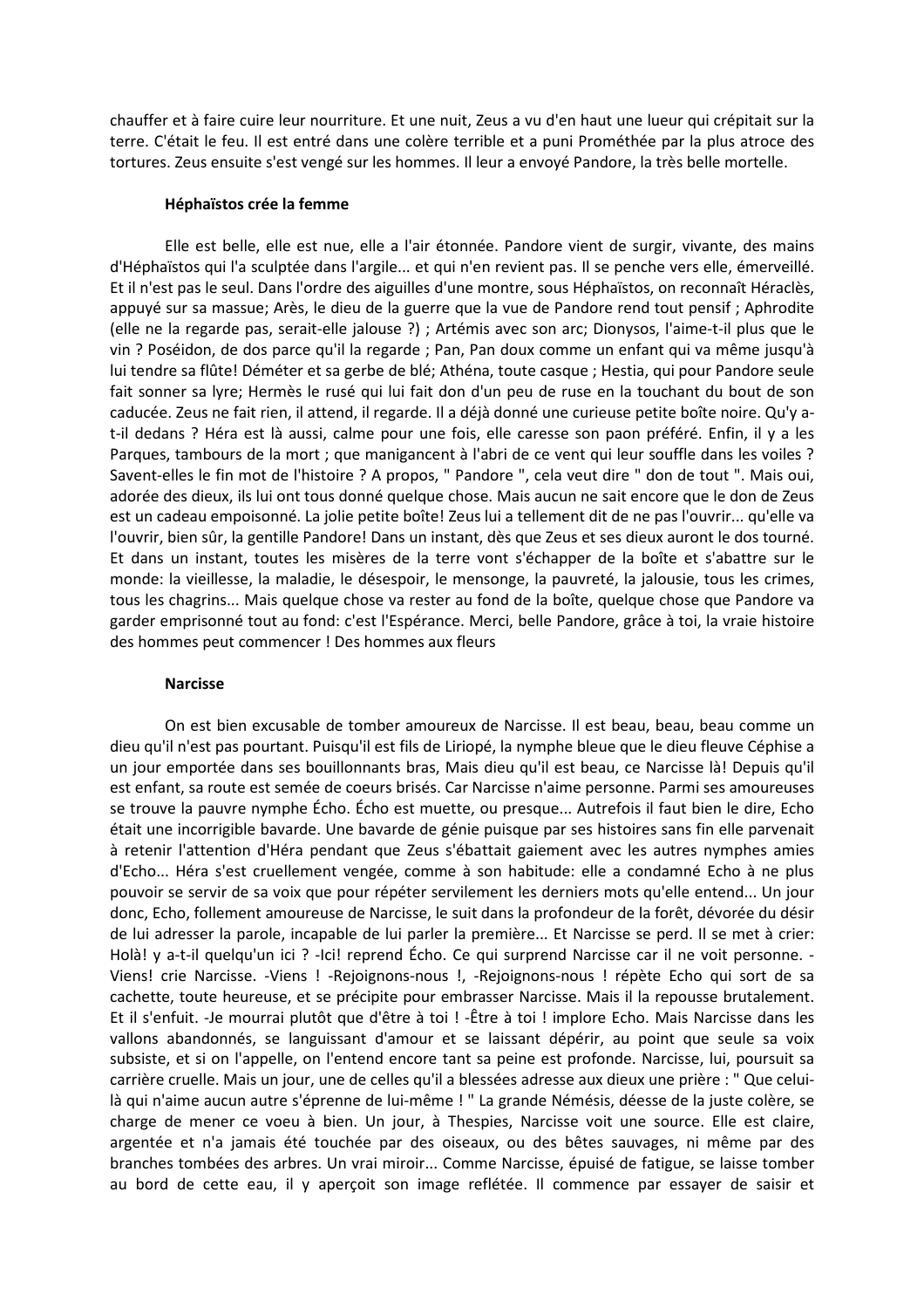chauffer et à faire cuire leur nourriture. Et une nuit, Zeus a vu d'en haut une lueur qui crépitait sur la terre. C'était le feu. Il est entré dans une colère terrible et a puni Prométhée par la plus atroce des tortures. Zeus ensuite s'est vengé sur les hommes. Il leur a envoyé Pandore, la très belle mortelle.

**Héphaïstos crée la femme**

Elle est belle, elle est nue, elle a l'air étonnée. Pandore vient de surgir, vivante, des mains d'Héphaïstos qui l'a sculptée dans l'argile... et qui n'en revient pas. Il se penche vers elle, émerveillé. Et il n'est pas le seul. Dans l'ordre des aiguilles d'une montre, sous Héphaïstos, on reconnaît Héraclès, appuyé sur sa massue; Arès, le dieu de la guerre que la vue de Pandore rend tout pensif ; Aphrodite (elle ne la regarde pas, serait-elle jalouse ?) ; Artémis avec son arc; Dionysos, l'aime-t-il plus que le vin ? Poséidon, de dos parce qu'il la regarde ; Pan, Pan doux comme un enfant qui va même jusqu'à lui tendre sa flûte! Déméter et sa gerbe de blé; Athéna, toute casque ; Hestia, qui pour Pandore seule fait sonner sa lyre; Hermès le rusé qui lui fait don d'un peu de ruse en la touchant du bout de son caducée. Zeus ne fait rien, il attend, il regarde. Il a déjà donné une curieuse petite boîte noire. Qu'y a-t-il dedans ? Héra est là aussi, calme pour une fois, elle caresse son paon préféré. Enfin, il y a les Parques, tambours de la mort ; que manigancent à l'abri de ce vent qui leur souffle dans les voiles ? Savent-elles le fin mot de l'histoire ? A propos, " Pandore ", cela veut dire " don de tout ". Mais oui, adorée des dieux, ils lui ont tous donné quelque chose. Mais aucun ne sait encore que le don de Zeus est un cadeau empoisonné. La jolie petite boîte! Zeus lui a tellement dit de ne pas l'ouvrir... qu'elle va l'ouvrir, bien sûr, la gentille Pandore! Dans un instant, dès que Zeus et ses dieux auront le dos tourné. Et dans un instant, toutes les misères de la terre vont s'échapper de la boîte et s'abattre sur le monde: la vieillesse, la maladie, le désespoir, le mensonge, la pauvreté, la jalousie, tous les crimes, tous les chagrins... Mais quelque chose va rester au fond de la boîte, quelque chose que Pandore va garder emprisonné tout au fond: c'est l'Espérance. Merci, belle Pandore, grâce à toi, la vraie histoire des hommes peut commencer ! Des hommes aux fleurs

**Narcisse**

On est bien excusable de tomber amoureux de Narcisse. Il est beau, beau, beau comme un dieu qu'il n'est pas pourtant. Puisqu'il est fils de Liriopé, la nymphe bleue que le dieu fleuve Céphise a un jour emportée dans ses bouillonnants bras, Mais dieu qu'il est beau, ce Narcisse là! Depuis qu'il est enfant, sa route est semée de coeurs brisés. Car Narcisse n'aime personne. Parmi ses amoureuses se trouve la pauvre nymphe Écho. Écho est muette, ou presque... Autrefois il faut bien le dire, Echo était une incorrigible bavarde. Une bavarde de génie puisque par ses histoires sans fin elle parvenait à retenir l'attention d'Héra pendant que Zeus s'ébattait gaiement avec les autres nymphes amies d'Echo... Héra s'est cruellement vengée, comme à son habitude: elle a condamné Echo à ne plus pouvoir se servir de sa voix que pour répéter servilement les derniers mots qu'elle entend... Un jour donc, Echo, follement amoureuse de Narcisse, le suit dans la profondeur de la forêt, dévorée du désir de lui adresser la parole, incapable de lui parler la première... Et Narcisse se perd. Il se met à crier: Holà! y a-t-il quelqu'un ici ? -Ici! reprend Écho. Ce qui surprend Narcisse car il ne voit personne. -Viens! crie Narcisse. -Viens ! -Rejoignons-nous !, -Rejoignons-nous ! répète Echo qui sort de sa cachette, toute heureuse, et se précipite pour embrasser Narcisse. Mais il la repousse brutalement. Et il s'enfuit. -Je mourrai plutôt que d'être à toi ! -Être à toi ! implore Echo. Mais Narcisse dans les vallons abandonnés, se languissant d'amour et se laissant dépérir, au point que seule sa voix subsiste, et si on l'appelle, on l'entend encore tant sa peine est profonde. Narcisse, lui, poursuit sa carrière cruelle. Mais un jour, une de celles qu'il a blessées adresse aux dieux une prière : " Que celui-là qui n'aime aucun autre s'éprenne de lui-même ! " La grande Némésis, déesse de la juste colère, se charge de mener ce voeu à bien. Un jour, à Thespies, Narcisse voit une source. Elle est claire, argentée et n'a jamais été touchée par des oiseaux, ou des bêtes sauvages, ni même par des branches tombées des arbres. Un vrai miroir... Comme Narcisse, épuisé de fatigue, se laisse tomber au bord de cette eau, il y aperçoit son image reflétée. Il commence par essayer de saisir et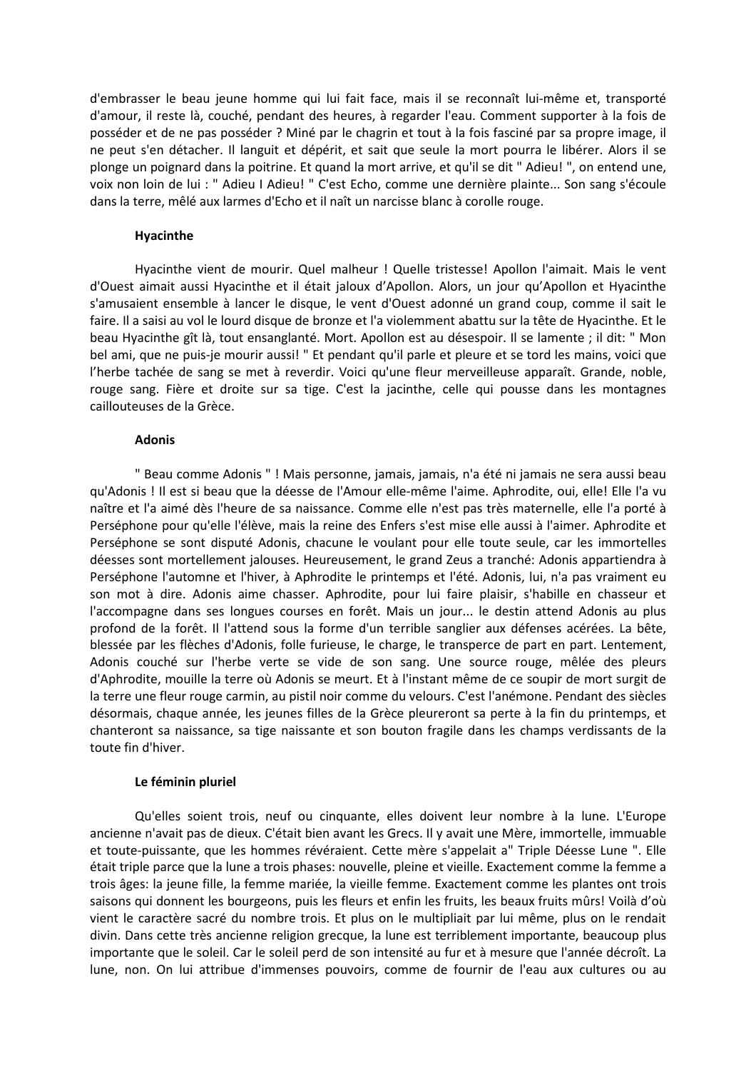d'embrasser le beau jeune homme qui lui fait face, mais il se reconnaît lui-même et, transporté d'amour, il reste là, couché, pendant des heures, à regarder l'eau. Comment supporter à la fois de posséder et de ne pas posséder ? Miné par le chagrin et tout à la fois fasciné par sa propre image, il ne peut s'en détacher. Il languit et dépérit, et sait que seule la mort pourra le libérer. Alors il se plonge un poignard dans la poitrine. Et quand la mort arrive, et qu'il se dit " Adieu! ", on entend une, voix non loin de lui : " Adieu I Adieu! " C'est Echo, comme une dernière plainte... Son sang s'écoule dans la terre, mêlé aux larmes d'Echo et il naît un narcisse blanc à corolle rouge.

### Hyacinthe

Hyacinthe vient de mourir. Quel malheur ! Quelle tristesse! Apollon l'aimait. Mais le vent d'Ouest aimait aussi Hyacinthe et il était jaloux d'Apollon. Alors, un jour qu'Apollon et Hyacinthe s'amusaient ensemble à lancer le disque, le vent d'Ouest adonné un grand coup, comme il sait le faire. Il a saisi au vol le lourd disque de bronze et l'a violemment abattu sur la tête de Hyacinthe. Et le beau Hyacinthe gît là, tout ensanglanté. Mort. Apollon est au désespoir. Il se lamente ; il dit: " Mon bel ami, que ne puis-je mourir aussi! " Et pendant qu'il parle et pleure et se tord les mains, voici que l'herbe tachée de sang se met à reverdir. Voici qu'une fleur merveilleuse apparaît. Grande, noble, rouge sang. Fière et droite sur sa tige. C'est la jacinthe, celle qui pousse dans les montagnes caillouteuses de la Grèce.

### Adonis

" Beau comme Adonis " ! Mais personne, jamais, jamais, n'a été ni jamais ne sera aussi beau qu'Adonis ! Il est si beau que la déesse de l'Amour elle-même l'aime. Aphrodite, oui, elle! Elle l'a vu naître et l'a aimé dès l'heure de sa naissance. Comme elle n'est pas très maternelle, elle l'a porté à Perséphone pour qu'elle l'élève, mais la reine des Enfers s'est mise elle aussi à l'aimer. Aphrodite et Perséphone se sont disputé Adonis, chacune le voulant pour elle toute seule, car les immortelles déesses sont mortellement jalouses. Heureusement, le grand Zeus a tranché: Adonis appartiendra à Perséphone l'automne et l'hiver, à Aphrodite le printemps et l'été. Adonis, lui, n'a pas vraiment eu son mot à dire. Adonis aime chasser. Aphrodite, pour lui faire plaisir, s'habille en chasseur et l'accompagne dans ses longues courses en forêt. Mais un jour... le destin attend Adonis au plus profond de la forêt. Il l'attend sous la forme d'un terrible sanglier aux défenses acérées. La bête, blessée par les flèches d'Adonis, folle furieuse, le charge, le transperce de part en part. Lentement, Adonis couché sur l'herbe verte se vide de son sang. Une source rouge, mêlée des pleurs d'Aphrodite, mouille la terre où Adonis se meurt. Et à l'instant même de ce soupir de mort surgit de la terre une fleur rouge carmin, au pistil noir comme du velours. C'est l'anémone. Pendant des siècles désormais, chaque année, les jeunes filles de la Grèce pleureront sa perte à la fin du printemps, et chanteront sa naissance, sa tige naissante et son bouton fragile dans les champs verdissants de la toute fin d'hiver.

### Le féminin pluriel

Qu'elles soient trois, neuf ou cinquante, elles doivent leur nombre à la lune. L'Europe ancienne n'avait pas de dieux. C'était bien avant les Grecs. Il y avait une Mère, immortelle, immuable et toute-puissante, que les hommes révéraient. Cette mère s'appelait a" Triple Déesse Lune ". Elle était triple parce que la lune a trois phases: nouvelle, pleine et vieille. Exactement comme la femme a trois âges: la jeune fille, la femme mariée, la vieille femme. Exactement comme les plantes ont trois saisons qui donnent les bourgeons, puis les fleurs et enfin les fruits, les beaux fruits mûrs! Voilà d'où vient le caractère sacré du nombre trois. Et plus on le multipliait par lui même, plus on le rendait divin. Dans cette très ancienne religion grecque, la lune est terriblement importante, beaucoup plus importante que le soleil. Car le soleil perd de son intensité au fur et à mesure que l'année décroît. La lune, non. On lui attribue d'immenses pouvoirs, comme de fournir de l'eau aux cultures ou au